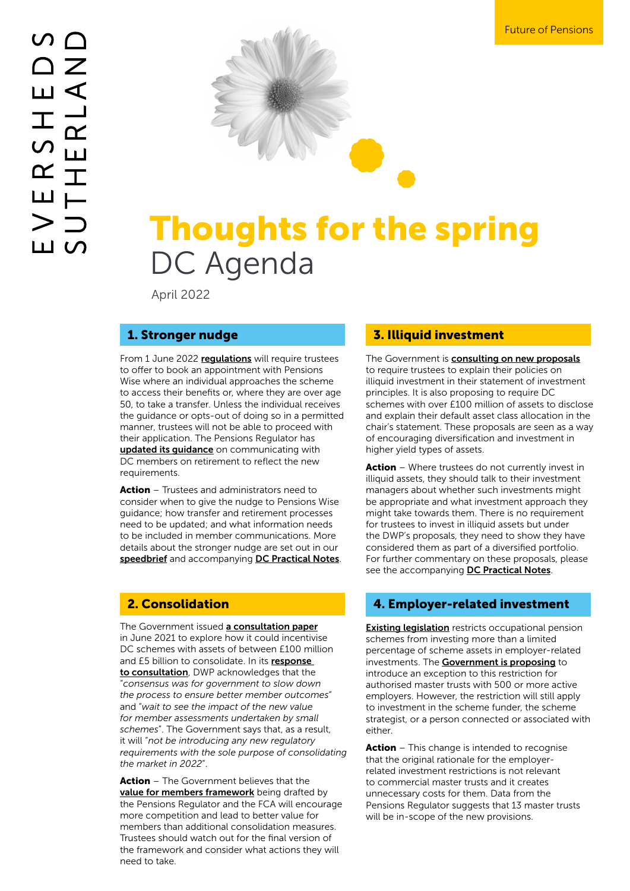Future of Pensions

# Thoughts for the spring

## DC Agenda

April 2022

### 1. Stronger nudge

From 1 June 2022 **regulations** will require trustees to offer to book an appointment with Pensions Wise where an individual approaches the scheme to access their benefits or, where they are over age 50, to take a transfer. Unless the individual receives the guidance or opts-out of doing so in a permitted manner, trustees will not be able to proceed with their application. The Pensions Regulator has **updated its guidance** on communicating with DC members on retirement to reflect the new requirements.

**Action** – Trustees and administrators need to consider when to give the nudge to Pensions Wise guidance; how transfer and retirement processes need to be updated; and what information needs to be included in member communications. More details about the stronger nudge are set out in our **speedbrief** and accompanying **DC Practical Notes**.

### 2. Consolidation

The Government issued **a consultation paper** in June 2021 to explore how it could incentivise DC schemes with assets of between £100 million and £5 billion to consolidate. In its **response to consultation**, DWP acknowledges that the "*consensus was for government to slow down the process to ensure better member outcomes*" and "*wait to see the impact of the new value for member assessments undertaken by small schemes*". The Government says that, as a result, it will "*not be introducing any new regulatory requirements with the sole purpose of consolidating the market in 2022*".

**Action** – The Government believes that the **value for members framework** being drafted by the Pensions Regulator and the FCA will encourage more competition and lead to better value for members than additional consolidation measures. Trustees should watch out for the final version of the framework and consider what actions they will need to take.

### 3. Illiquid investment

The Government is **consulting on new proposals** to require trustees to explain their policies on illiquid investment in their statement of investment principles. It is also proposing to require DC schemes with over £100 million of assets to disclose and explain their default asset class allocation in the chair's statement. These proposals are seen as a way of encouraging diversification and investment in higher yield types of assets.

**Action** – Where trustees do not currently invest in illiquid assets, they should talk to their investment managers about whether such investments might be appropriate and what investment approach they might take towards them. There is no requirement for trustees to invest in illiquid assets but under the DWP's proposals, they need to show they have considered them as part of a diversified portfolio. For further commentary on these proposals, please see the accompanying **DC Practical Notes**.

### 4. Employer-related investment

**Existing legislation** restricts occupational pension schemes from investing more than a limited percentage of scheme assets in employer-related investments. The **Government is proposing** to introduce an exception to this restriction for authorised master trusts with 500 or more active employers. However, the restriction will still apply to investment in the scheme funder, the scheme strategist, or a person connected or associated with either.

**Action** – This change is intended to recognise that the original rationale for the employer-related investment restrictions is not relevant to commercial master trusts and it creates unnecessary costs for them. Data from the Pensions Regulator suggests that 13 master trusts will be in-scope of the new provisions.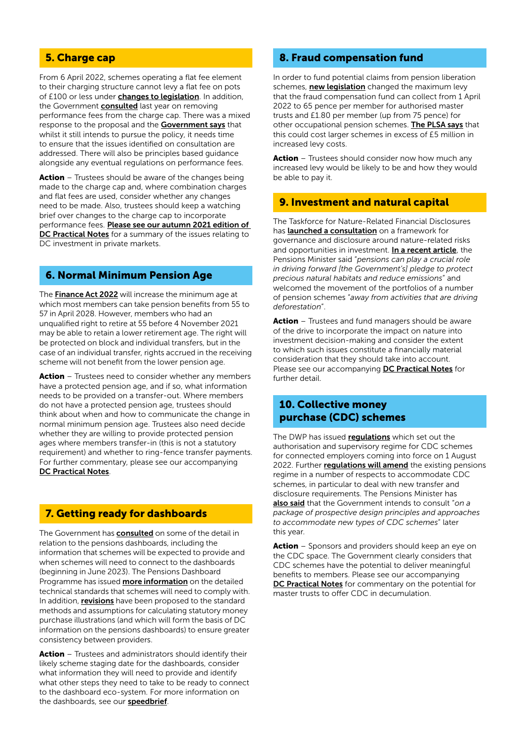## 5. Charge cap

From 6 April 2022, schemes operating a flat fee element to their charging structure cannot levy a flat fee on pots of £100 or less under **changes to legislation**. In addition, the Government **consulted** last year on removing performance fees from the charge cap. There was a mixed response to the proposal and the **Government says** that whilst it still intends to pursue the policy, it needs time to ensure that the issues identified on consultation are addressed. There will also be principles based guidance alongside any eventual regulations on performance fees.

**Action** – Trustees should be aware of the changes being made to the charge cap and, where combination charges and flat fees are used, consider whether any changes need to be made. Also, trustees should keep a watching brief over changes to the charge cap to incorporate performance fees. **Please see our autumn 2021 edition of DC Practical Notes** for a summary of the issues relating to DC investment in private markets.

## 6. Normal Minimum Pension Age

The **Finance Act 2022** will increase the minimum age at which most members can take pension benefits from 55 to 57 in April 2028. However, members who had an unqualified right to retire at 55 before 4 November 2021 may be able to retain a lower retirement age. The right will be protected on block and individual transfers, but in the case of an individual transfer, rights accrued in the receiving scheme will not benefit from the lower pension age.

**Action** – Trustees need to consider whether any members have a protected pension age, and if so, what information needs to be provided on a transfer-out. Where members do not have a protected pension age, trustees should think about when and how to communicate the change in normal minimum pension age. Trustees also need decide whether they are willing to provide protected pension ages where members transfer-in (this is not a statutory requirement) and whether to ring-fence transfer payments. For further commentary, please see our accompanying **DC Practical Notes**.

## 7. Getting ready for dashboards

The Government has **consulted** on some of the detail in relation to the pensions dashboards, including the information that schemes will be expected to provide and when schemes will need to connect to the dashboards (beginning in June 2023). The Pensions Dashboard Programme has issued **more information** on the detailed technical standards that schemes will need to comply with. In addition, **revisions** have been proposed to the standard methods and assumptions for calculating statutory money purchase illustrations (and which will form the basis of DC information on the pensions dashboards) to ensure greater consistency between providers.

**Action** – Trustees and administrators should identify their likely scheme staging date for the dashboards, consider what information they will need to provide and identify what other steps they need to take to be ready to connect to the dashboard eco-system. For more information on the dashboards, see our **speedbrief**.

## 8. Fraud compensation fund

In order to fund potential claims from pension liberation schemes, **new legislation** changed the maximum levy that the fraud compensation fund can collect from 1 April 2022 to 65 pence per member for authorised master trusts and £1.80 per member (up from 75 pence) for other occupational pension schemes. **The PLSA says** that this could cost larger schemes in excess of £5 million in increased levy costs.

**Action** – Trustees should consider now how much any increased levy would be likely to be and how they would be able to pay it.

## 9. Investment and natural capital

The Taskforce for Nature-Related Financial Disclosures has **launched a consultation** on a framework for governance and disclosure around nature-related risks and opportunities in investment. **In a recent article**, the Pensions Minister said "*pensions can play a crucial role in driving forward [the Government's] pledge to protect precious natural habitats and reduce emissions*" and welcomed the movement of the portfolios of a number of pension schemes "*away from activities that are driving deforestation*".

**Action** – Trustees and fund managers should be aware of the drive to incorporate the impact on nature into investment decision-making and consider the extent to which such issues constitute a financially material consideration that they should take into account. Please see our accompanying **DC Practical Notes** for further detail.

## 10. Collective money purchase (CDC) schemes

The DWP has issued **regulations** which set out the authorisation and supervisory regime for CDC schemes for connected employers coming into force on 1 August 2022. Further **regulations will amend** the existing pensions regime in a number of respects to accommodate CDC schemes, in particular to deal with new transfer and disclosure requirements. The Pensions Minister has **also said** that the Government intends to consult "*on a package of prospective design principles and approaches to accommodate new types of CDC schemes*" later this year.

**Action** – Sponsors and providers should keep an eye on the CDC space. The Government clearly considers that CDC schemes have the potential to deliver meaningful benefits to members. Please see our accompanying **DC Practical Notes** for commentary on the potential for master trusts to offer CDC in decumulation.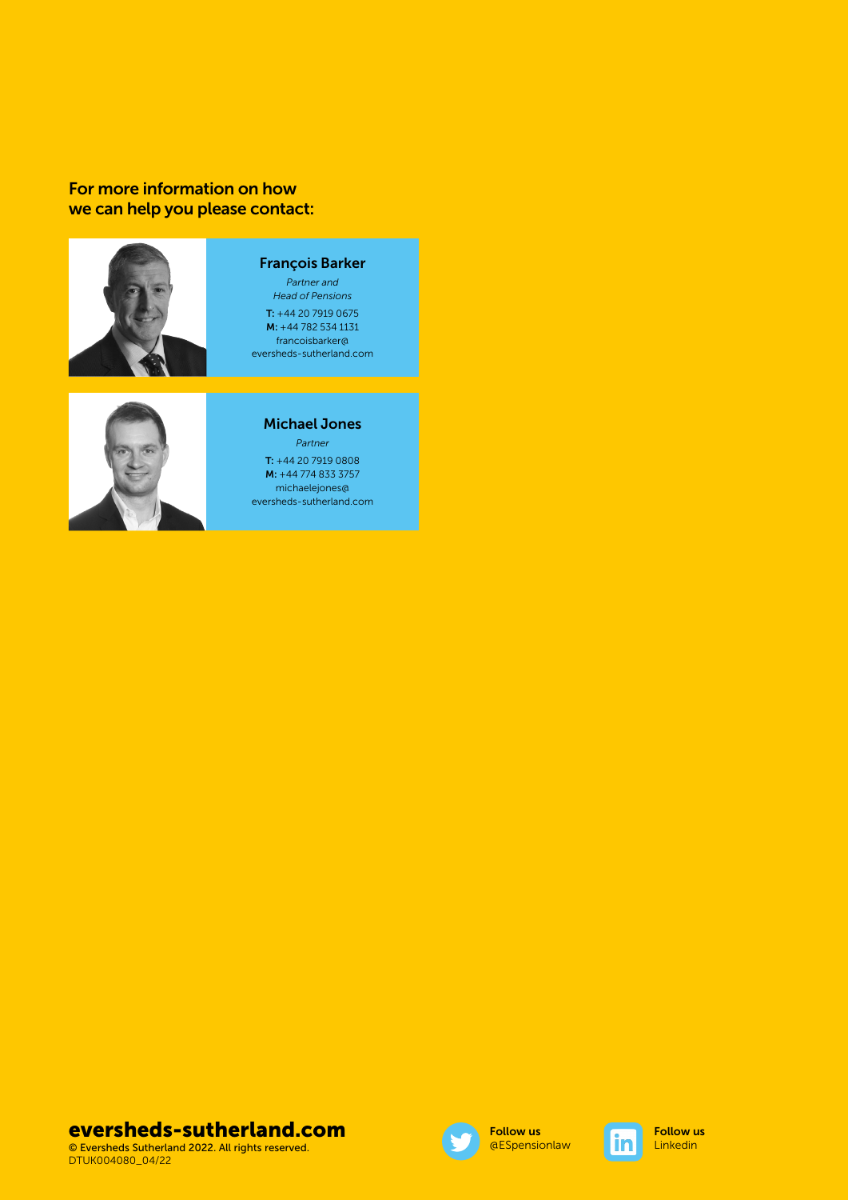## For more information on how we can help you please contact:

**François Barker**
*Partner and*
*Head of Pensions*
**T:** +44 20 7919 0675
**M:** +44 782 534 1131
francoisbarker@
eversheds-sutherland.com

**Michael Jones**
*Partner*
**T:** +44 20 7919 0808
**M:** +44 774 833 3757
michaelejones@
eversheds-sutherland.com

**eversheds-sutherland.com**
© Eversheds Sutherland 2022. All rights reserved.
DTUK004080_04/22

**Follow us**
@ESpensionlaw

**Follow us**
Linkedin